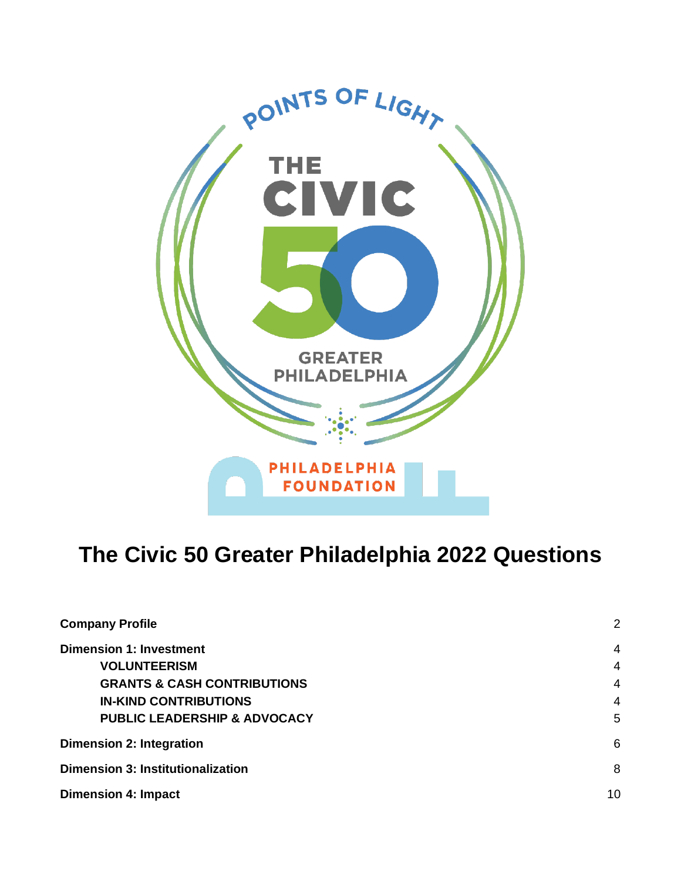POINTS OF LIGHT

THE CIVIC 50

GREATER PHILADELPHIA

PHILADELPHIA FOUNDATION

# The Civic 50 Greater Philadelphia 2022 Questions

| | |
|---|---|
| **Company Profile** | 2 |
| **Dimension 1: Investment** | 4 |
| **VOLUNTEERISM** | 4 |
| **GRANTS & CASH CONTRIBUTIONS** | 4 |
| **IN-KIND CONTRIBUTIONS** | 4 |
| **PUBLIC LEADERSHIP & ADVOCACY** | 5 |
| **Dimension 2: Integration** | 6 |
| **Dimension 3: Institutionalization** | 8 |
| **Dimension 4: Impact** | 10 |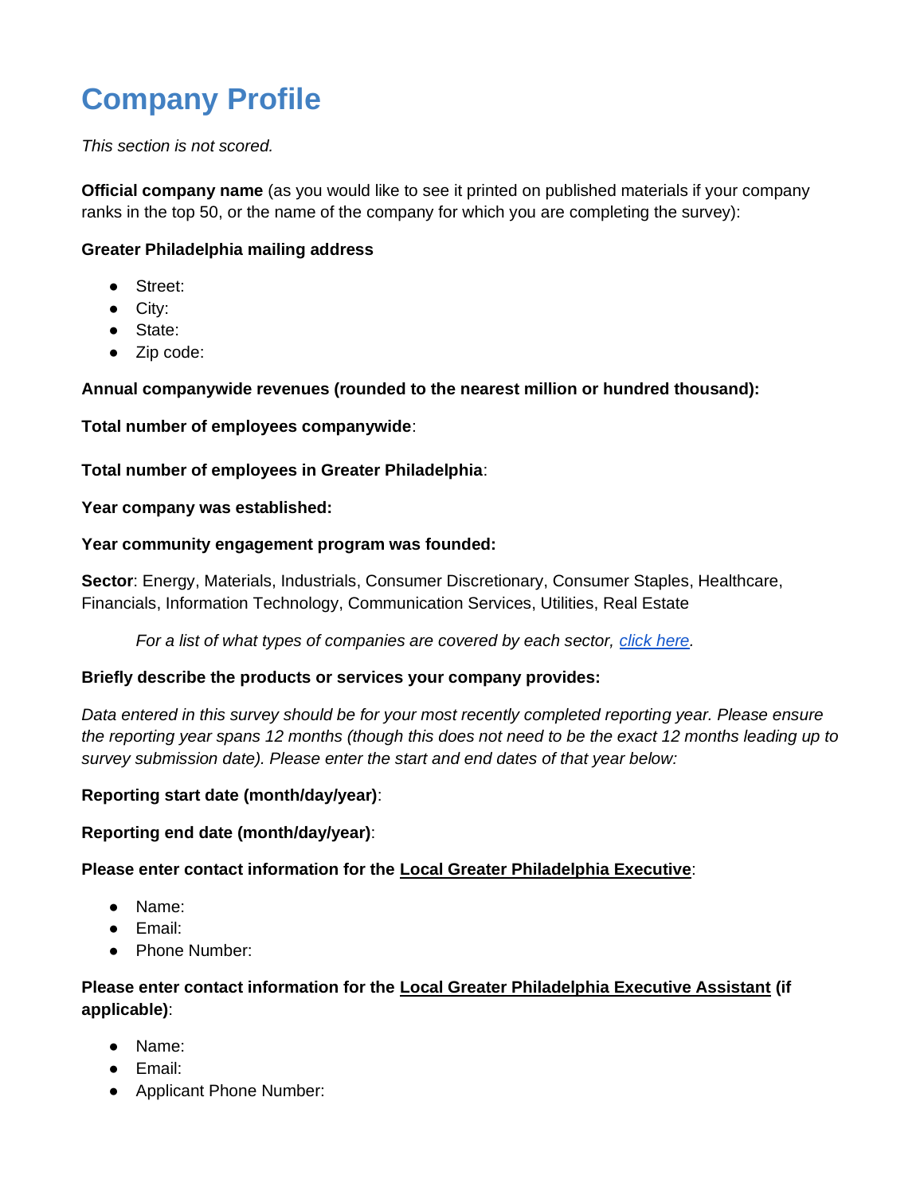# Company Profile

*This section is not scored.*

**Official company name** (as you would like to see it printed on published materials if your company ranks in the top 50, or the name of the company for which you are completing the survey):

**Greater Philadelphia mailing address**

- Street:
- City:
- State:
- Zip code:

**Annual companywide revenues (rounded to the nearest million or hundred thousand):**

**Total number of employees companywide**:

**Total number of employees in Greater Philadelphia**:

**Year company was established:**

**Year community engagement program was founded:**

**Sector**: Energy, Materials, Industrials, Consumer Discretionary, Consumer Staples, Healthcare, Financials, Information Technology, Communication Services, Utilities, Real Estate

> *For a list of what types of companies are covered by each sector, click here.*

**Briefly describe the products or services your company provides:**

*Data entered in this survey should be for your most recently completed reporting year. Please ensure the reporting year spans 12 months (though this does not need to be the exact 12 months leading up to survey submission date). Please enter the start and end dates of that year below:*

**Reporting start date (month/day/year)**:

**Reporting end date (month/day/year)**:

**Please enter contact information for the Local Greater Philadelphia Executive**:

- Name:
- Email:
- Phone Number:

**Please enter contact information for the Local Greater Philadelphia Executive Assistant (if applicable)**:

- Name:
- Email:
- Applicant Phone Number: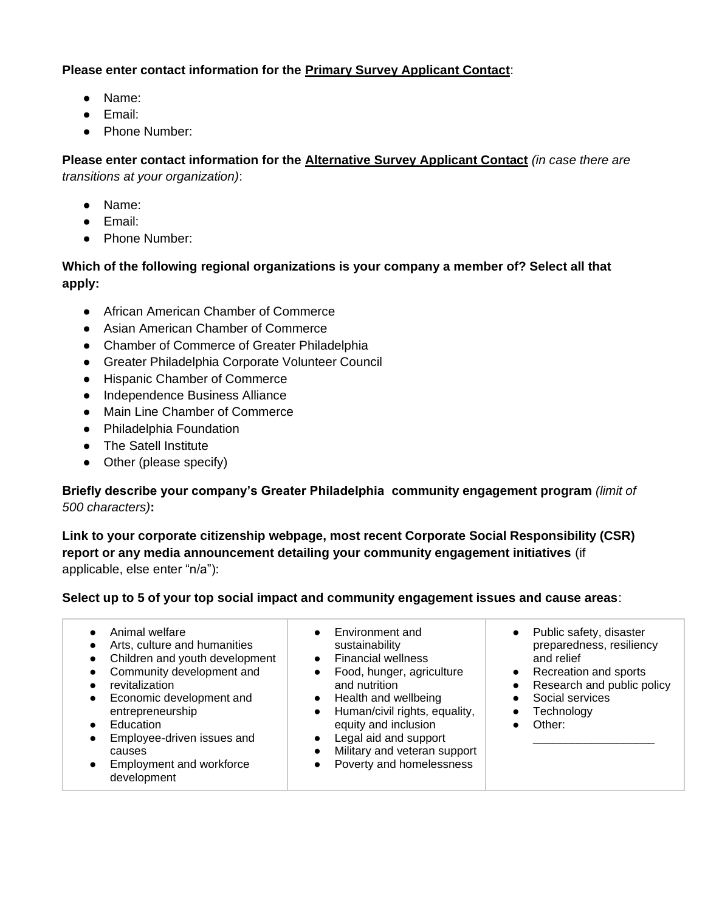**Please enter contact information for the <u>Primary Survey Applicant Contact</u>**:

- Name:
- Email:
- Phone Number:

**Please enter contact information for the <u>Alternative Survey Applicant Contact</u>** *(in case there are transitions at your organization)*:

- Name:
- Email:
- Phone Number:

**Which of the following regional organizations is your company a member of? Select all that apply:**

- African American Chamber of Commerce
- Asian American Chamber of Commerce
- Chamber of Commerce of Greater Philadelphia
- Greater Philadelphia Corporate Volunteer Council
- Hispanic Chamber of Commerce
- Independence Business Alliance
- Main Line Chamber of Commerce
- Philadelphia Foundation
- The Satell Institute
- Other (please specify)

**Briefly describe your company's Greater Philadelphia community engagement program** *(limit of 500 characters)***:**

**Link to your corporate citizenship webpage, most recent Corporate Social Responsibility (CSR) report or any media announcement detailing your community engagement initiatives** (if applicable, else enter "n/a"):

**Select up to 5 of your top social impact and community engagement issues and cause areas**:

| | | |
|---|---|---|
| • Animal welfare<br>• Arts, culture and humanities<br>• Children and youth development<br>• Community development and<br>• revitalization<br>• Economic development and entrepreneurship<br>• Education<br>• Employee-driven issues and causes<br>• Employment and workforce development | • Environment and sustainability<br>• Financial wellness<br>• Food, hunger, agriculture and nutrition<br>• Health and wellbeing<br>• Human/civil rights, equality, equity and inclusion<br>• Legal aid and support<br>• Military and veteran support<br>• Poverty and homelessness | • Public safety, disaster preparedness, resiliency and relief<br>• Recreation and sports<br>• Research and public policy<br>• Social services<br>• Technology<br>• Other: ___________________ |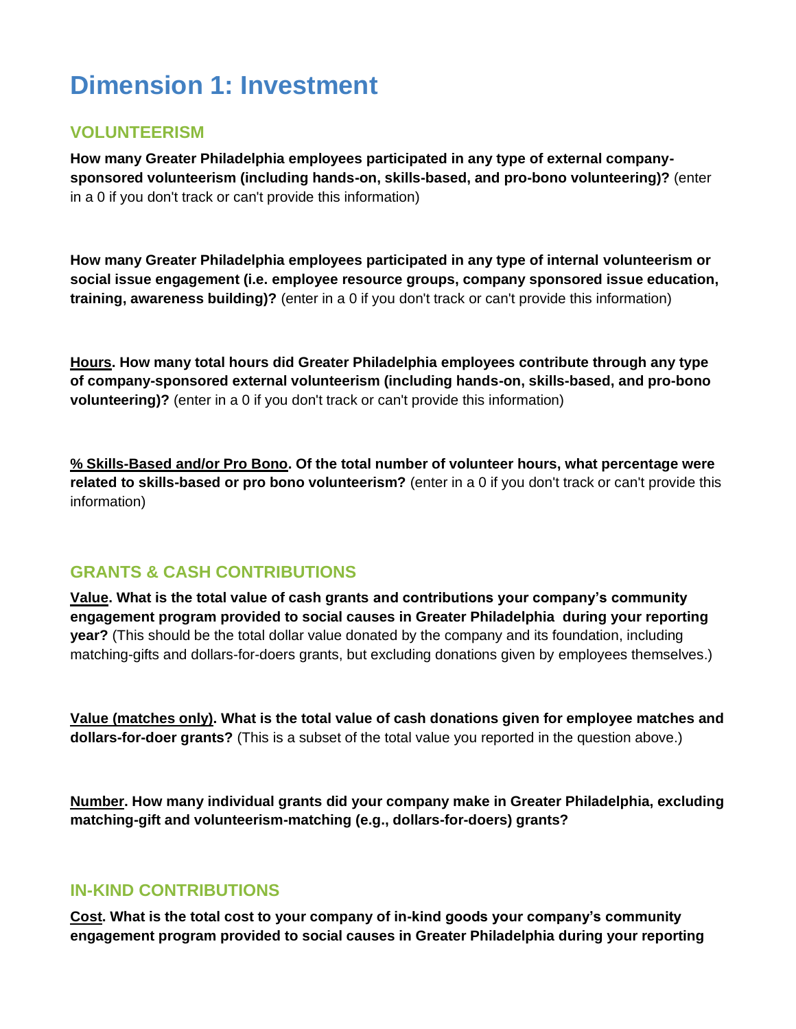# Dimension 1: Investment

## VOLUNTEERISM

**How many Greater Philadelphia employees participated in any type of external company-sponsored volunteerism (including hands-on, skills-based, and pro-bono volunteering)?** (enter in a 0 if you don't track or can't provide this information)

**How many Greater Philadelphia employees participated in any type of internal volunteerism or social issue engagement (i.e. employee resource groups, company sponsored issue education, training, awareness building)?** (enter in a 0 if you don't track or can't provide this information)

**Hours. How many total hours did Greater Philadelphia employees contribute through any type of company-sponsored external volunteerism (including hands-on, skills-based, and pro-bono volunteering)?** (enter in a 0 if you don't track or can't provide this information)

**% Skills-Based and/or Pro Bono. Of the total number of volunteer hours, what percentage were related to skills-based or pro bono volunteerism?** (enter in a 0 if you don't track or can't provide this information)

## GRANTS & CASH CONTRIBUTIONS

**Value. What is the total value of cash grants and contributions your company's community engagement program provided to social causes in Greater Philadelphia during your reporting year?** (This should be the total dollar value donated by the company and its foundation, including matching-gifts and dollars-for-doers grants, but excluding donations given by employees themselves.)

**Value (matches only). What is the total value of cash donations given for employee matches and dollars-for-doer grants?** (This is a subset of the total value you reported in the question above.)

**Number. How many individual grants did your company make in Greater Philadelphia, excluding matching-gift and volunteerism-matching (e.g., dollars-for-doers) grants?**

## IN-KIND CONTRIBUTIONS

**Cost. What is the total cost to your company of in-kind goods your company's community engagement program provided to social causes in Greater Philadelphia during your reporting**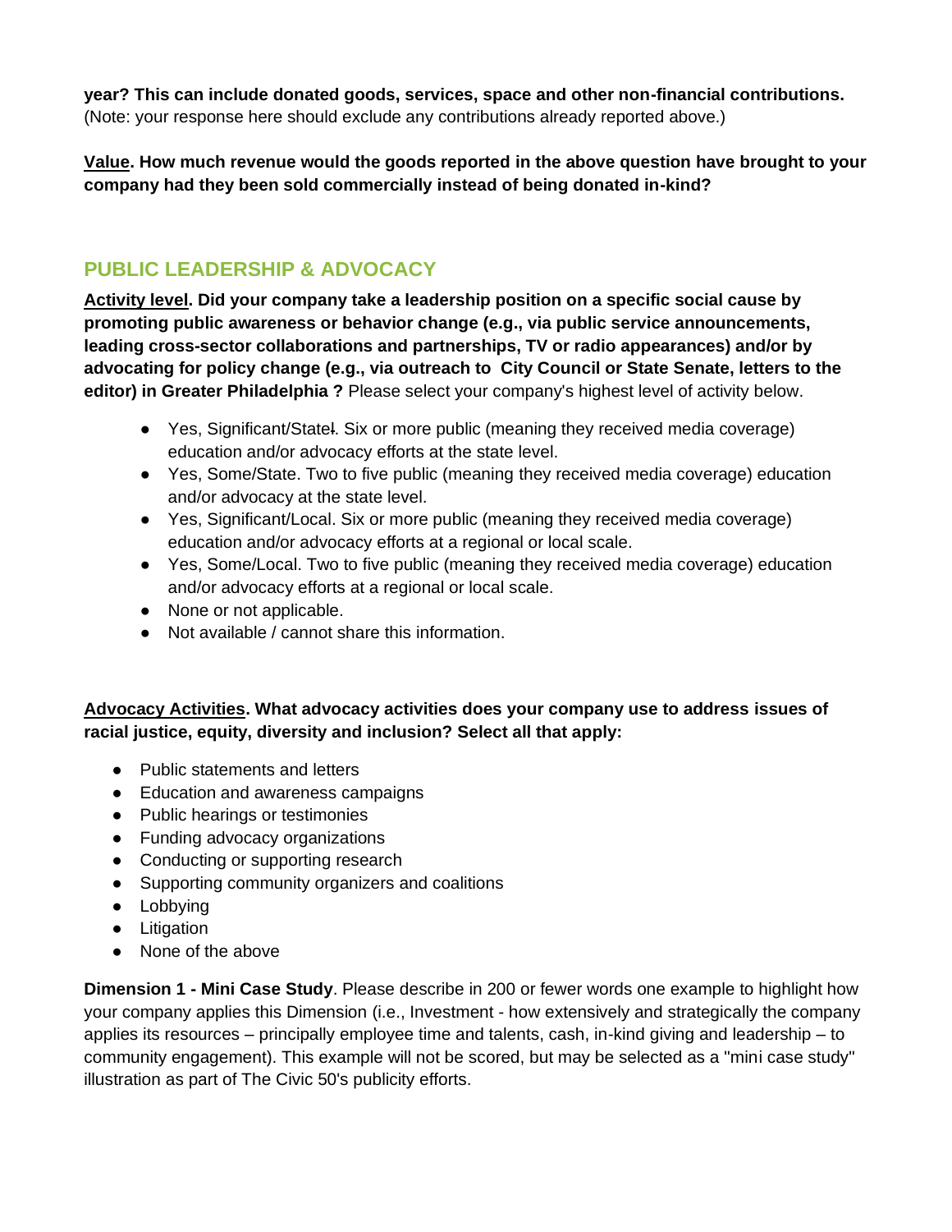**year? This can include donated goods, services, space and other non-financial contributions.** (Note: your response here should exclude any contributions already reported above.)

**Value. How much revenue would the goods reported in the above question have brought to your company had they been sold commercially instead of being donated in-kind?**

## PUBLIC LEADERSHIP & ADVOCACY

**Activity level. Did your company take a leadership position on a specific social cause by promoting public awareness or behavior change (e.g., via public service announcements, leading cross-sector collaborations and partnerships, TV or radio appearances) and/or by advocating for policy change (e.g., via outreach to City Council or State Senate, letters to the editor) in Greater Philadelphia ?** Please select your company's highest level of activity below.

- Yes, Significant/Statel. Six or more public (meaning they received media coverage) education and/or advocacy efforts at the state level.
- Yes, Some/State. Two to five public (meaning they received media coverage) education and/or advocacy at the state level.
- Yes, Significant/Local. Six or more public (meaning they received media coverage) education and/or advocacy efforts at a regional or local scale.
- Yes, Some/Local. Two to five public (meaning they received media coverage) education and/or advocacy efforts at a regional or local scale.
- None or not applicable.
- Not available / cannot share this information.

**Advocacy Activities. What advocacy activities does your company use to address issues of racial justice, equity, diversity and inclusion? Select all that apply:**

- Public statements and letters
- Education and awareness campaigns
- Public hearings or testimonies
- Funding advocacy organizations
- Conducting or supporting research
- Supporting community organizers and coalitions
- Lobbying
- Litigation
- None of the above

**Dimension 1 - Mini Case Study**. Please describe in 200 or fewer words one example to highlight how your company applies this Dimension (i.e., Investment - how extensively and strategically the company applies its resources – principally employee time and talents, cash, in-kind giving and leadership – to community engagement). This example will not be scored, but may be selected as a "mini case study" illustration as part of The Civic 50's publicity efforts.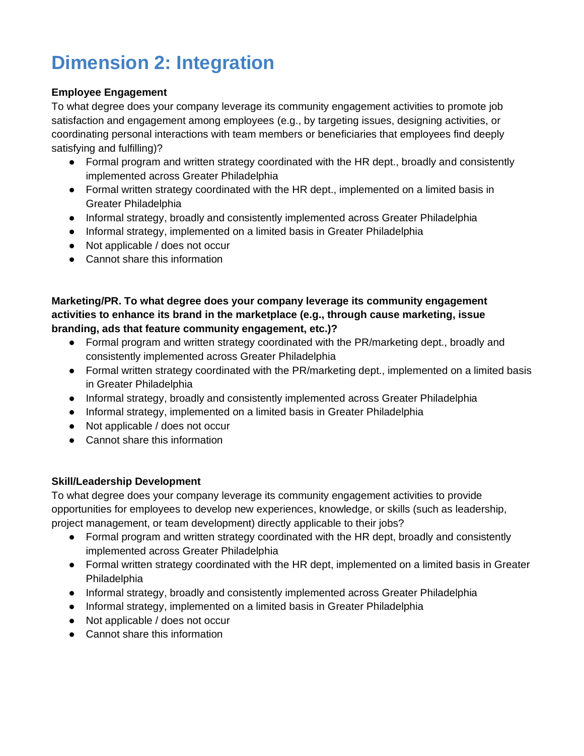# Dimension 2: Integration

**Employee Engagement**

To what degree does your company leverage its community engagement activities to promote job satisfaction and engagement among employees (e.g., by targeting issues, designing activities, or coordinating personal interactions with team members or beneficiaries that employees find deeply satisfying and fulfilling)?

- Formal program and written strategy coordinated with the HR dept., broadly and consistently implemented across Greater Philadelphia
- Formal written strategy coordinated with the HR dept., implemented on a limited basis in Greater Philadelphia
- Informal strategy, broadly and consistently implemented across Greater Philadelphia
- Informal strategy, implemented on a limited basis in Greater Philadelphia
- Not applicable / does not occur
- Cannot share this information

**Marketing/PR. To what degree does your company leverage its community engagement activities to enhance its brand in the marketplace (e.g., through cause marketing, issue branding, ads that feature community engagement, etc.)?**

- Formal program and written strategy coordinated with the PR/marketing dept., broadly and consistently implemented across Greater Philadelphia
- Formal written strategy coordinated with the PR/marketing dept., implemented on a limited basis in Greater Philadelphia
- Informal strategy, broadly and consistently implemented across Greater Philadelphia
- Informal strategy, implemented on a limited basis in Greater Philadelphia
- Not applicable / does not occur
- Cannot share this information

**Skill/Leadership Development**

To what degree does your company leverage its community engagement activities to provide opportunities for employees to develop new experiences, knowledge, or skills (such as leadership, project management, or team development) directly applicable to their jobs?

- Formal program and written strategy coordinated with the HR dept, broadly and consistently implemented across Greater Philadelphia
- Formal written strategy coordinated with the HR dept, implemented on a limited basis in Greater Philadelphia
- Informal strategy, broadly and consistently implemented across Greater Philadelphia
- Informal strategy, implemented on a limited basis in Greater Philadelphia
- Not applicable / does not occur
- Cannot share this information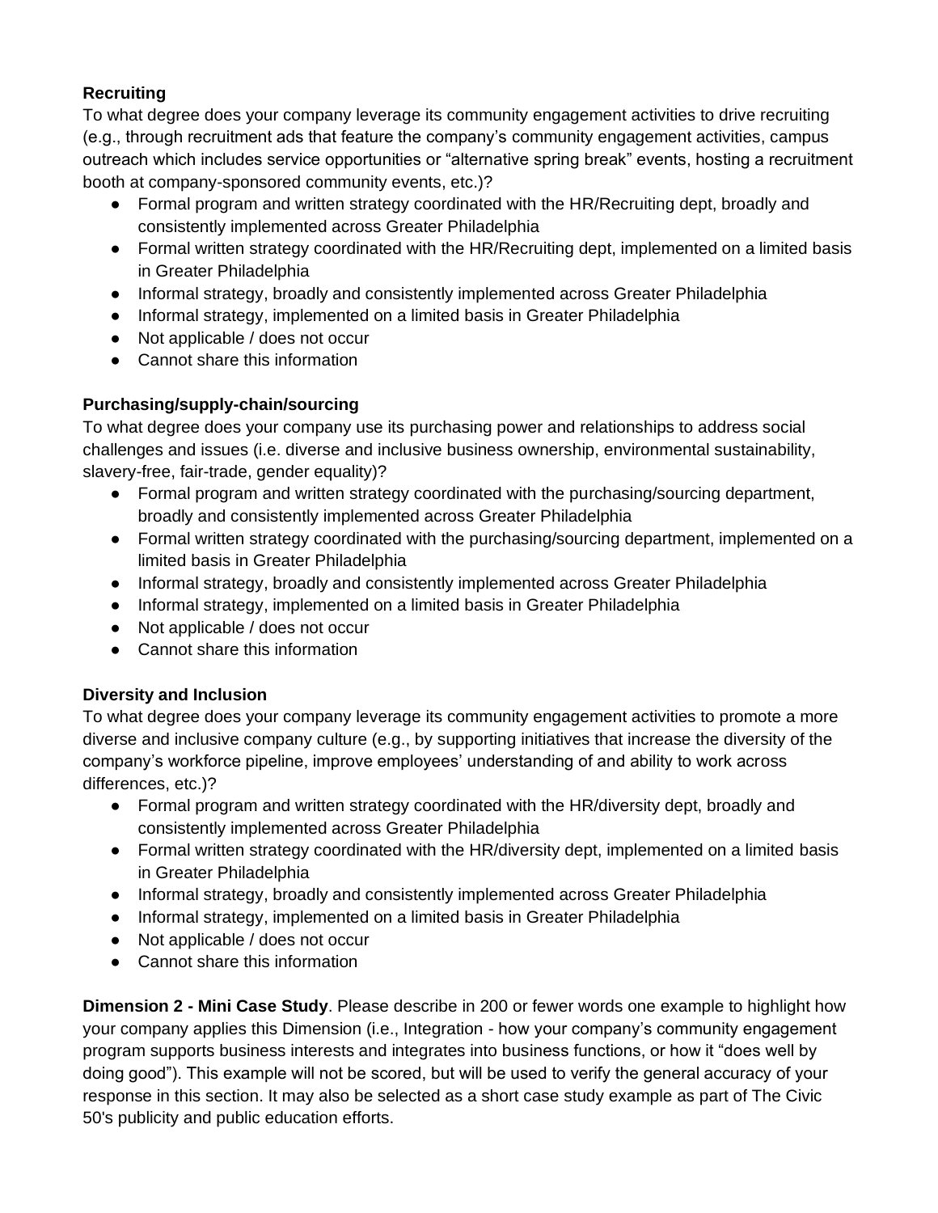**Recruiting**

To what degree does your company leverage its community engagement activities to drive recruiting (e.g., through recruitment ads that feature the company's community engagement activities, campus outreach which includes service opportunities or "alternative spring break" events, hosting a recruitment booth at company-sponsored community events, etc.)?

- Formal program and written strategy coordinated with the HR/Recruiting dept, broadly and consistently implemented across Greater Philadelphia
- Formal written strategy coordinated with the HR/Recruiting dept, implemented on a limited basis in Greater Philadelphia
- Informal strategy, broadly and consistently implemented across Greater Philadelphia
- Informal strategy, implemented on a limited basis in Greater Philadelphia
- Not applicable / does not occur
- Cannot share this information

**Purchasing/supply-chain/sourcing**

To what degree does your company use its purchasing power and relationships to address social challenges and issues (i.e. diverse and inclusive business ownership, environmental sustainability, slavery-free, fair-trade, gender equality)?

- Formal program and written strategy coordinated with the purchasing/sourcing department, broadly and consistently implemented across Greater Philadelphia
- Formal written strategy coordinated with the purchasing/sourcing department, implemented on a limited basis in Greater Philadelphia
- Informal strategy, broadly and consistently implemented across Greater Philadelphia
- Informal strategy, implemented on a limited basis in Greater Philadelphia
- Not applicable / does not occur
- Cannot share this information

**Diversity and Inclusion**

To what degree does your company leverage its community engagement activities to promote a more diverse and inclusive company culture (e.g., by supporting initiatives that increase the diversity of the company's workforce pipeline, improve employees' understanding of and ability to work across differences, etc.)?

- Formal program and written strategy coordinated with the HR/diversity dept, broadly and consistently implemented across Greater Philadelphia
- Formal written strategy coordinated with the HR/diversity dept, implemented on a limited basis in Greater Philadelphia
- Informal strategy, broadly and consistently implemented across Greater Philadelphia
- Informal strategy, implemented on a limited basis in Greater Philadelphia
- Not applicable / does not occur
- Cannot share this information

**Dimension 2 - Mini Case Study**. Please describe in 200 or fewer words one example to highlight how your company applies this Dimension (i.e., Integration - how your company's community engagement program supports business interests and integrates into business functions, or how it "does well by doing good"). This example will not be scored, but will be used to verify the general accuracy of your response in this section. It may also be selected as a short case study example as part of The Civic 50's publicity and public education efforts.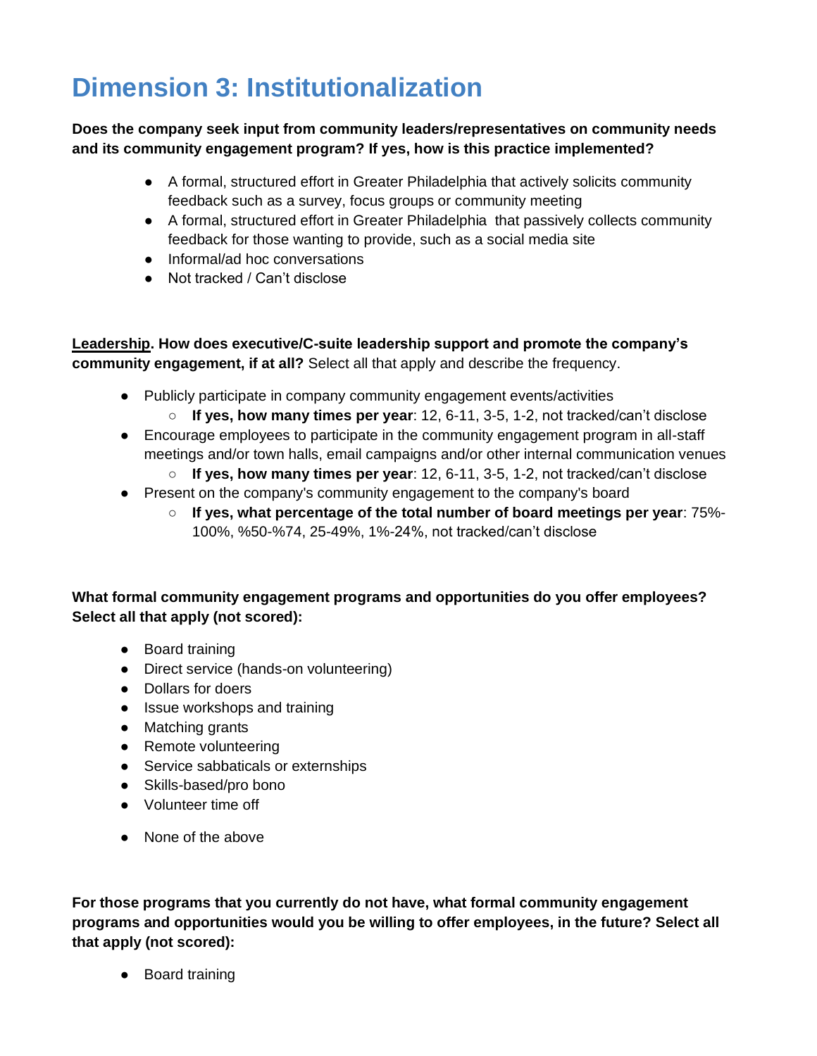# Dimension 3: Institutionalization

**Does the company seek input from community leaders/representatives on community needs and its community engagement program? If yes, how is this practice implemented?**

- A formal, structured effort in Greater Philadelphia that actively solicits community feedback such as a survey, focus groups or community meeting
- A formal, structured effort in Greater Philadelphia that passively collects community feedback for those wanting to provide, such as a social media site
- Informal/ad hoc conversations
- Not tracked / Can't disclose

**Leadership. How does executive/C-suite leadership support and promote the company's community engagement, if at all?** Select all that apply and describe the frequency.

- Publicly participate in company community engagement events/activities
  - **If yes, how many times per year**: 12, 6-11, 3-5, 1-2, not tracked/can't disclose
- Encourage employees to participate in the community engagement program in all-staff meetings and/or town halls, email campaigns and/or other internal communication venues
  - **If yes, how many times per year**: 12, 6-11, 3-5, 1-2, not tracked/can't disclose
- Present on the company's community engagement to the company's board
  - **If yes, what percentage of the total number of board meetings per year**: 75%-100%, %50-%74, 25-49%, 1%-24%, not tracked/can't disclose

**What formal community engagement programs and opportunities do you offer employees? Select all that apply (not scored):**

- Board training
- Direct service (hands-on volunteering)
- Dollars for doers
- Issue workshops and training
- Matching grants
- Remote volunteering
- Service sabbaticals or externships
- Skills-based/pro bono
- Volunteer time off
- None of the above

**For those programs that you currently do not have, what formal community engagement programs and opportunities would you be willing to offer employees, in the future? Select all that apply (not scored):**

- Board training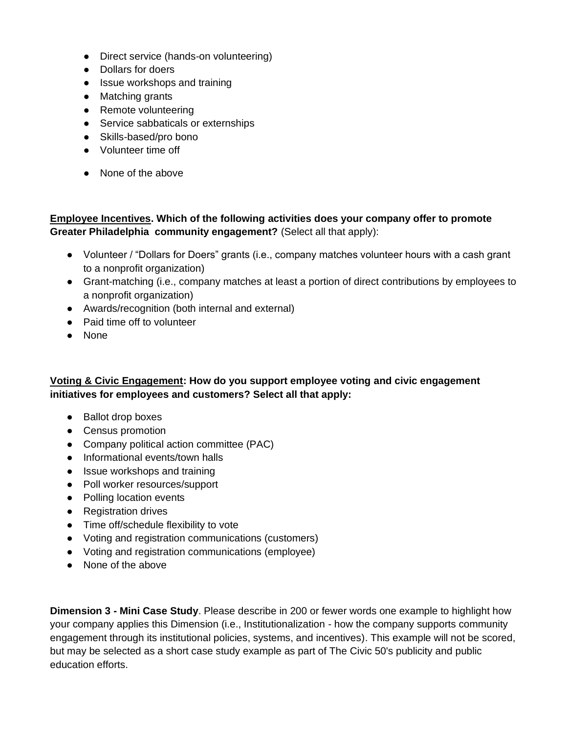- Direct service (hands-on volunteering)
- Dollars for doers
- Issue workshops and training
- Matching grants
- Remote volunteering
- Service sabbaticals or externships
- Skills-based/pro bono
- Volunteer time off
- None of the above

**Employee Incentives. Which of the following activities does your company offer to promote Greater Philadelphia community engagement?** (Select all that apply):

- Volunteer / "Dollars for Doers" grants (i.e., company matches volunteer hours with a cash grant to a nonprofit organization)
- Grant-matching (i.e., company matches at least a portion of direct contributions by employees to a nonprofit organization)
- Awards/recognition (both internal and external)
- Paid time off to volunteer
- None

**Voting & Civic Engagement: How do you support employee voting and civic engagement initiatives for employees and customers? Select all that apply:**

- Ballot drop boxes
- Census promotion
- Company political action committee (PAC)
- Informational events/town halls
- Issue workshops and training
- Poll worker resources/support
- Polling location events
- Registration drives
- Time off/schedule flexibility to vote
- Voting and registration communications (customers)
- Voting and registration communications (employee)
- None of the above

**Dimension 3 - Mini Case Study**. Please describe in 200 or fewer words one example to highlight how your company applies this Dimension (i.e., Institutionalization - how the company supports community engagement through its institutional policies, systems, and incentives). This example will not be scored, but may be selected as a short case study example as part of The Civic 50's publicity and public education efforts.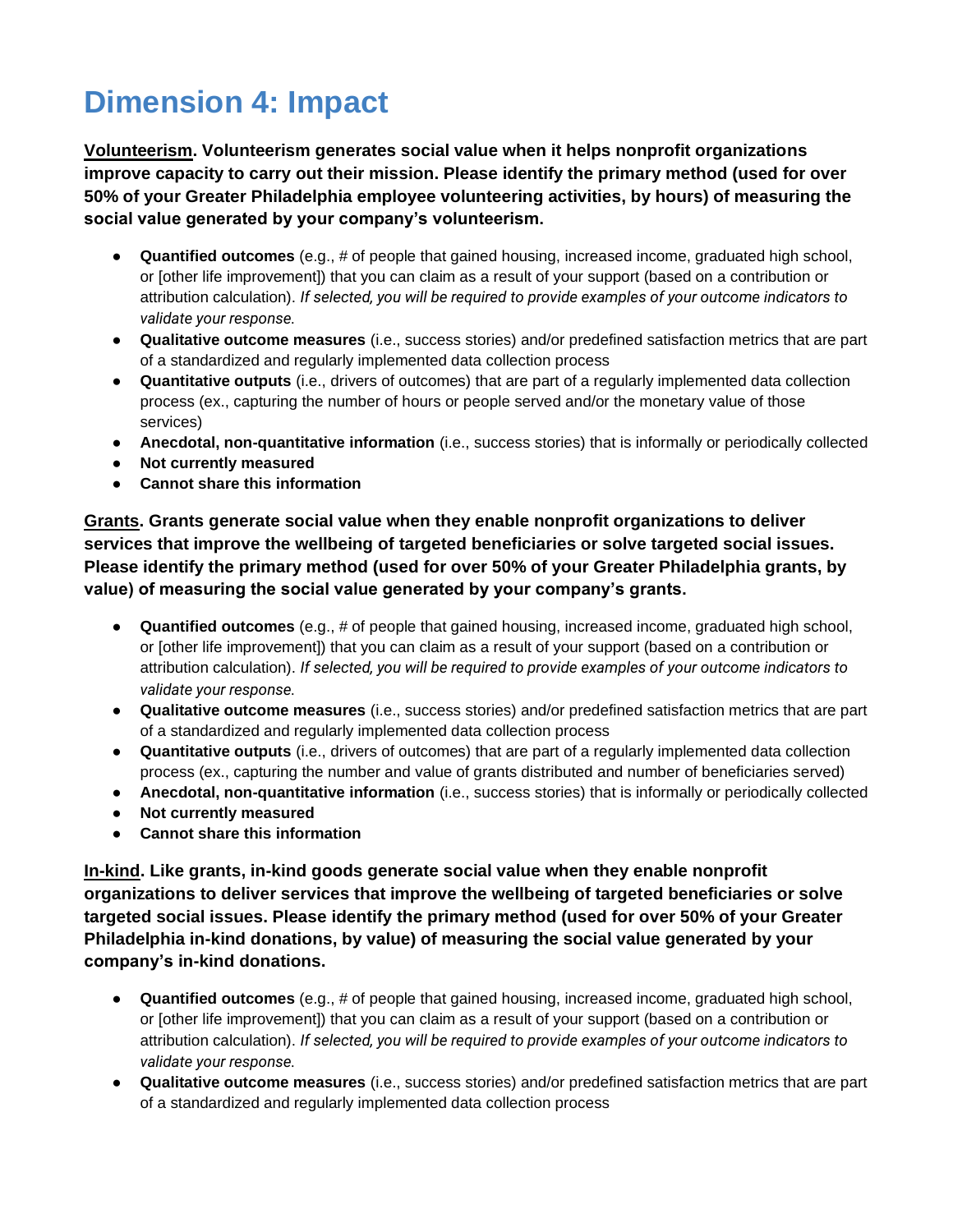# Dimension 4: Impact

**<u>Volunteerism</u>. Volunteerism generates social value when it helps nonprofit organizations improve capacity to carry out their mission. Please identify the primary method (used for over 50% of your Greater Philadelphia employee volunteering activities, by hours) of measuring the social value generated by your company's volunteerism.**

- **Quantified outcomes** (e.g., # of people that gained housing, increased income, graduated high school, or [other life improvement]) that you can claim as a result of your support (based on a contribution or attribution calculation). *If selected, you will be required to provide examples of your outcome indicators to validate your response.*
- **Qualitative outcome measures** (i.e., success stories) and/or predefined satisfaction metrics that are part of a standardized and regularly implemented data collection process
- **Quantitative outputs** (i.e., drivers of outcomes) that are part of a regularly implemented data collection process (ex., capturing the number of hours or people served and/or the monetary value of those services)
- **Anecdotal, non-quantitative information** (i.e., success stories) that is informally or periodically collected
- **Not currently measured**
- **Cannot share this information**

**<u>Grants</u>. Grants generate social value when they enable nonprofit organizations to deliver services that improve the wellbeing of targeted beneficiaries or solve targeted social issues. Please identify the primary method (used for over 50% of your Greater Philadelphia grants, by value) of measuring the social value generated by your company's grants.**

- **Quantified outcomes** (e.g., # of people that gained housing, increased income, graduated high school, or [other life improvement]) that you can claim as a result of your support (based on a contribution or attribution calculation). *If selected, you will be required to provide examples of your outcome indicators to validate your response.*
- **Qualitative outcome measures** (i.e., success stories) and/or predefined satisfaction metrics that are part of a standardized and regularly implemented data collection process
- **Quantitative outputs** (i.e., drivers of outcomes) that are part of a regularly implemented data collection process (ex., capturing the number and value of grants distributed and number of beneficiaries served)
- **Anecdotal, non-quantitative information** (i.e., success stories) that is informally or periodically collected
- **Not currently measured**
- **Cannot share this information**

**<u>In-kind</u>. Like grants, in-kind goods generate social value when they enable nonprofit organizations to deliver services that improve the wellbeing of targeted beneficiaries or solve targeted social issues. Please identify the primary method (used for over 50% of your Greater Philadelphia in-kind donations, by value) of measuring the social value generated by your company's in-kind donations.**

- **Quantified outcomes** (e.g., # of people that gained housing, increased income, graduated high school, or [other life improvement]) that you can claim as a result of your support (based on a contribution or attribution calculation). *If selected, you will be required to provide examples of your outcome indicators to validate your response.*
- **Qualitative outcome measures** (i.e., success stories) and/or predefined satisfaction metrics that are part of a standardized and regularly implemented data collection process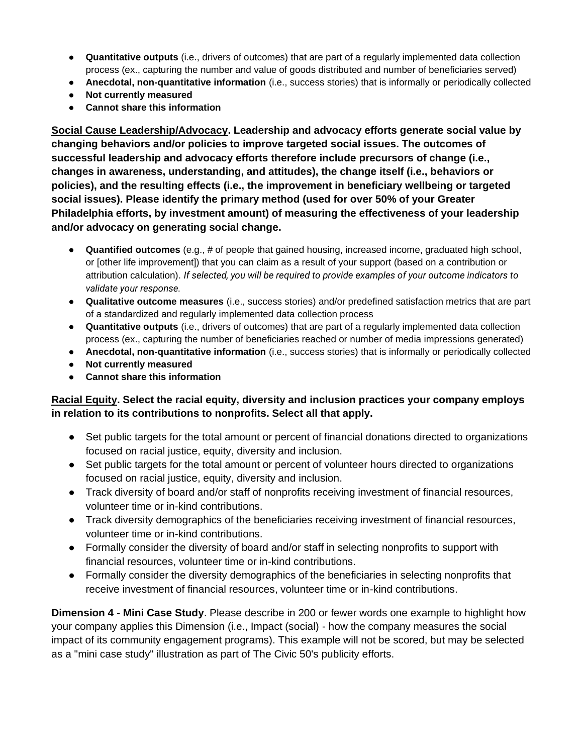- **Quantitative outputs** (i.e., drivers of outcomes) that are part of a regularly implemented data collection process (ex., capturing the number and value of goods distributed and number of beneficiaries served)
- **Anecdotal, non-quantitative information** (i.e., success stories) that is informally or periodically collected
- **Not currently measured**
- **Cannot share this information**

**<u>Social Cause Leadership/Advocacy</u>. Leadership and advocacy efforts generate social value by changing behaviors and/or policies to improve targeted social issues. The outcomes of successful leadership and advocacy efforts therefore include precursors of change (i.e., changes in awareness, understanding, and attitudes), the change itself (i.e., behaviors or policies), and the resulting effects (i.e., the improvement in beneficiary wellbeing or targeted social issues). Please identify the primary method (used for over 50% of your Greater Philadelphia efforts, by investment amount) of measuring the effectiveness of your leadership and/or advocacy on generating social change.**

- **Quantified outcomes** (e.g., # of people that gained housing, increased income, graduated high school, or [other life improvement]) that you can claim as a result of your support (based on a contribution or attribution calculation). *If selected, you will be required to provide examples of your outcome indicators to validate your response.*
- **Qualitative outcome measures** (i.e., success stories) and/or predefined satisfaction metrics that are part of a standardized and regularly implemented data collection process
- **Quantitative outputs** (i.e., drivers of outcomes) that are part of a regularly implemented data collection process (ex., capturing the number of beneficiaries reached or number of media impressions generated)
- **Anecdotal, non-quantitative information** (i.e., success stories) that is informally or periodically collected
- **Not currently measured**
- **Cannot share this information**

**<u>Racial Equity</u>. Select the racial equity, diversity and inclusion practices your company employs in relation to its contributions to nonprofits. Select all that apply.**

- Set public targets for the total amount or percent of financial donations directed to organizations focused on racial justice, equity, diversity and inclusion.
- Set public targets for the total amount or percent of volunteer hours directed to organizations focused on racial justice, equity, diversity and inclusion.
- Track diversity of board and/or staff of nonprofits receiving investment of financial resources, volunteer time or in-kind contributions.
- Track diversity demographics of the beneficiaries receiving investment of financial resources, volunteer time or in-kind contributions.
- Formally consider the diversity of board and/or staff in selecting nonprofits to support with financial resources, volunteer time or in-kind contributions.
- Formally consider the diversity demographics of the beneficiaries in selecting nonprofits that receive investment of financial resources, volunteer time or in-kind contributions.

**Dimension 4 - Mini Case Study**. Please describe in 200 or fewer words one example to highlight how your company applies this Dimension (i.e., Impact (social) - how the company measures the social impact of its community engagement programs). This example will not be scored, but may be selected as a "mini case study" illustration as part of The Civic 50's publicity efforts.